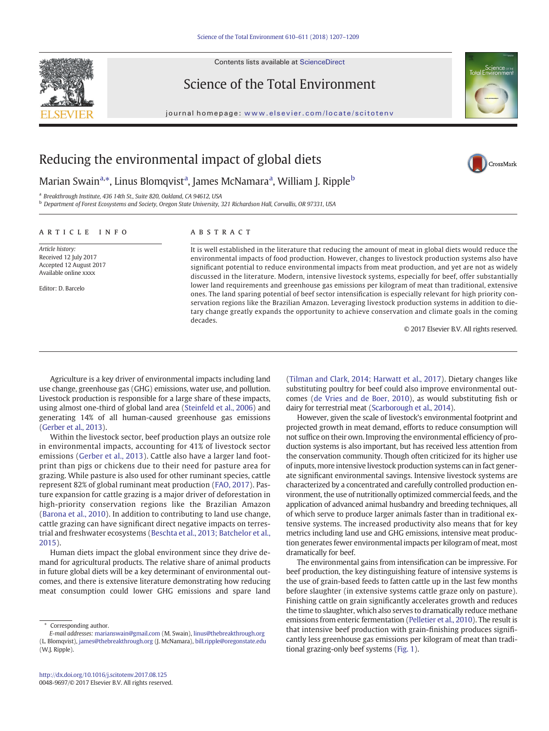# Reducing the environmental impact of global diets

Marian Swain[a,*], Linus Blomqvist[a], James McNamara[a], William J. Ripple[b]

[a] Breakthrough Institute, 436 14th St., Suite 820, Oakland, CA 94612, USA

[b] Department of Forest Ecosystems and Society, Oregon State University, 321 Richardson Hall, Corvallis, OR 97331, USA

## ARTICLE INFO

*Article history:*
Received 12 July 2017
Accepted 12 August 2017
Available online xxxx

Editor: D. Barcelo

## ABSTRACT

It is well established in the literature that reducing the amount of meat in global diets would reduce the environmental impacts of food production. However, changes to livestock production systems also have significant potential to reduce environmental impacts from meat production, and yet are not as widely discussed in the literature. Modern, intensive livestock systems, especially for beef, offer substantially lower land requirements and greenhouse gas emissions per kilogram of meat than traditional, extensive ones. The land sparing potential of beef sector intensification is especially relevant for high priority conservation regions like the Brazilian Amazon. Leveraging livestock production systems in addition to dietary change greatly expands the opportunity to achieve conservation and climate goals in the coming decades.

© 2017 Elsevier B.V. All rights reserved.

---

Agriculture is a key driver of environmental impacts including land use change, greenhouse gas (GHG) emissions, water use, and pollution. Livestock production is responsible for a large share of these impacts, using almost one-third of global land area (Steinfeld et al., 2006) and generating 14% of all human-caused greenhouse gas emissions (Gerber et al., 2013).

Within the livestock sector, beef production plays an outsize role in environmental impacts, accounting for 41% of livestock sector emissions (Gerber et al., 2013). Cattle also have a larger land footprint than pigs or chickens due to their need for pasture area for grazing. While pasture is also used for other ruminant species, cattle represent 82% of global ruminant meat production (FAO, 2017). Pasture expansion for cattle grazing is a major driver of deforestation in high-priority conservation regions like the Brazilian Amazon (Barona et al., 2010). In addition to contributing to land use change, cattle grazing can have significant direct negative impacts on terrestrial and freshwater ecosystems (Beschta et al., 2013; Batchelor et al., 2015).

Human diets impact the global environment since they drive demand for agricultural products. The relative share of animal products in future global diets will be a key determinant of environmental outcomes, and there is extensive literature demonstrating how reducing meat consumption could lower GHG emissions and spare land (Tilman and Clark, 2014; Harwatt et al., 2017). Dietary changes like substituting poultry for beef could also improve environmental outcomes (de Vries and de Boer, 2010), as would substituting fish or dairy for terrestrial meat (Scarborough et al., 2014).

However, given the scale of livestock's environmental footprint and projected growth in meat demand, efforts to reduce consumption will not suffice on their own. Improving the environmental efficiency of production systems is also important, but has received less attention from the conservation community. Though often criticized for its higher use of inputs, more intensive livestock production systems can in fact generate significant environmental savings. Intensive livestock systems are characterized by a concentrated and carefully controlled production environment, the use of nutritionally optimized commercial feeds, and the application of advanced animal husbandry and breeding techniques, all of which serve to produce larger animals faster than in traditional extensive systems. The increased productivity also means that for key metrics including land use and GHG emissions, intensive meat production generates fewer environmental impacts per kilogram of meat, most dramatically for beef.

The environmental gains from intensification can be impressive. For beef production, the key distinguishing feature of intensive systems is the use of grain-based feeds to fatten cattle up in the last few months before slaughter (in extensive systems cattle graze only on pasture). Finishing cattle on grain significantly accelerates growth and reduces the time to slaughter, which also serves to dramatically reduce methane emissions from enteric fermentation (Pelletier et al., 2010). The result is that intensive beef production with grain-finishing produces significantly less greenhouse gas emissions per kilogram of meat than traditional grazing-only beef systems (Fig. 1).

---

\* Corresponding author.
*E-mail addresses:* marianswain@gmail.com (M. Swain), linus@thebreakthrough.org (L. Blomqvist), james@thebreakthrough.org (J. McNamara), bill.ripple@oregonstate.edu (W.J. Ripple).

http://dx.doi.org/10.1016/j.scitotenv.2017.08.125
0048-9697/© 2017 Elsevier B.V. All rights reserved.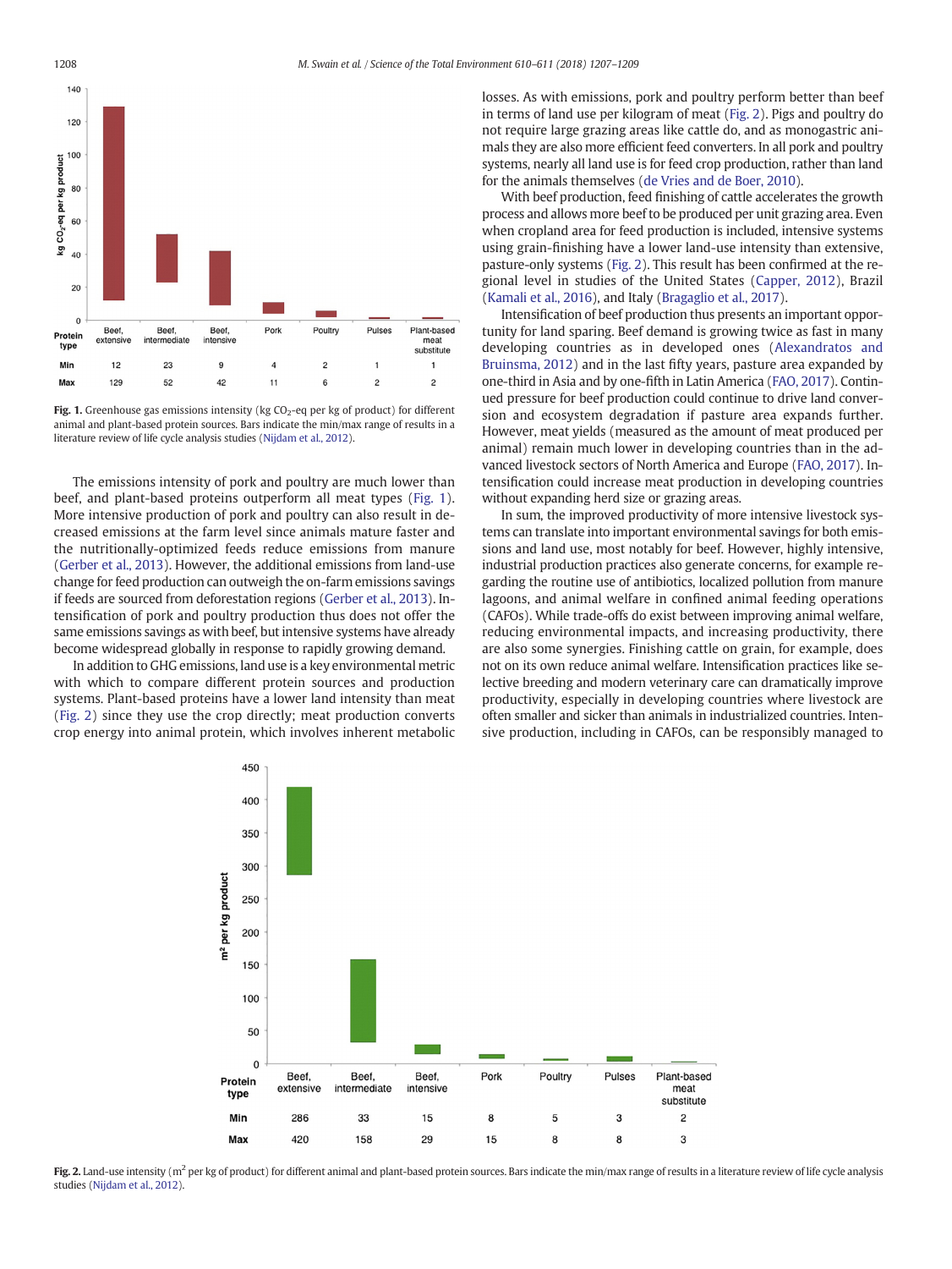| Protein type | Beef, extensive | Beef, intermediate | Beef, intensive | Pork | Poultry | Pulses | Plant-based meat substitute |
|---|---|---|---|---|---|---|---|
| Min | 12 | 23 | 9 | 4 | 2 | 1 | 1 |
| Max | 129 | 52 | 42 | 11 | 6 | 2 | 2 |

**Fig. 1.** Greenhouse gas emissions intensity (kg $CO_2$-eq per kg of product) for different animal and plant-based protein sources. Bars indicate the min/max range of results in a literature review of life cycle analysis studies (Nijdam et al., 2012).

The emissions intensity of pork and poultry are much lower than beef, and plant-based proteins outperform all meat types (Fig. 1). More intensive production of pork and poultry can also result in decreased emissions at the farm level since animals mature faster and the nutritionally-optimized feeds reduce emissions from manure (Gerber et al., 2013). However, the additional emissions from land-use change for feed production can outweigh the on-farm emissions savings if feeds are sourced from deforestation regions (Gerber et al., 2013). Intensification of pork and poultry production thus does not offer the same emissions savings as with beef, but intensive systems have already become widespread globally in response to rapidly growing demand.

In addition to GHG emissions, land use is a key environmental metric with which to compare different protein sources and production systems. Plant-based proteins have a lower land intensity than meat (Fig. 2) since they use the crop directly; meat production converts crop energy into animal protein, which involves inherent metabolic losses. As with emissions, pork and poultry perform better than beef in terms of land use per kilogram of meat (Fig. 2). Pigs and poultry do not require large grazing areas like cattle do, and as monogastric animals they are also more efficient feed converters. In all pork and poultry systems, nearly all land use is for feed crop production, rather than land for the animals themselves (de Vries and de Boer, 2010).

With beef production, feed finishing of cattle accelerates the growth process and allows more beef to be produced per unit grazing area. Even when cropland area for feed production is included, intensive systems using grain-finishing have a lower land-use intensity than extensive, pasture-only systems (Fig. 2). This result has been confirmed at the regional level in studies of the United States (Capper, 2012), Brazil (Kamali et al., 2016), and Italy (Bragaglio et al., 2017).

Intensification of beef production thus presents an important opportunity for land sparing. Beef demand is growing twice as fast in many developing countries as in developed ones (Alexandratos and Bruinsma, 2012) and in the last fifty years, pasture area expanded by one-third in Asia and by one-fifth in Latin America (FAO, 2017). Continued pressure for beef production could continue to drive land conversion and ecosystem degradation if pasture area expands further. However, meat yields (measured as the amount of meat produced per animal) remain much lower in developing countries than in the advanced livestock sectors of North America and Europe (FAO, 2017). Intensification could increase meat production in developing countries without expanding herd size or grazing areas.

In sum, the improved productivity of more intensive livestock systems can translate into important environmental savings for both emissions and land use, most notably for beef. However, highly intensive, industrial production practices also generate concerns, for example regarding the routine use of antibiotics, localized pollution from manure lagoons, and animal welfare in confined animal feeding operations (CAFOs). While trade-offs do exist between improving animal welfare, reducing environmental impacts, and increasing productivity, there are also some synergies. Finishing cattle on grain, for example, does not on its own reduce animal welfare. Intensification practices like selective breeding and modern veterinary care can dramatically improve productivity, especially in developing countries where livestock are often smaller and sicker than animals in industrialized countries. Intensive production, including in CAFOs, can be responsibly managed to

| Protein type | Beef, extensive | Beef, intermediate | Beef, intensive | Pork | Poultry | Pulses | Plant-based meat substitute |
|---|---|---|---|---|---|---|---|
| Min | 286 | 33 | 15 | 8 | 5 | 3 | 2 |
| Max | 420 | 158 | 29 | 15 | 8 | 8 | 3 |

**Fig. 2.** Land-use intensity ($m^2$ per kg of product) for different animal and plant-based protein sources. Bars indicate the min/max range of results in a literature review of life cycle analysis studies (Nijdam et al., 2012).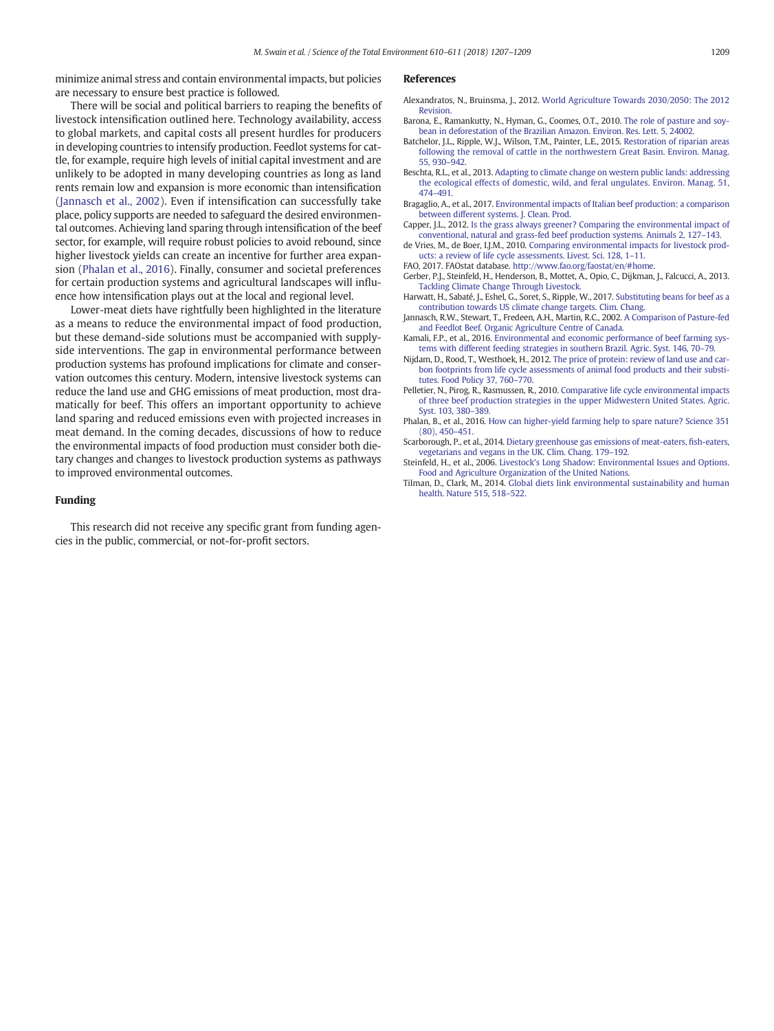minimize animal stress and contain environmental impacts, but policies are necessary to ensure best practice is followed.

There will be social and political barriers to reaping the benefits of livestock intensification outlined here. Technology availability, access to global markets, and capital costs all present hurdles for producers in developing countries to intensify production. Feedlot systems for cattle, for example, require high levels of initial capital investment and are unlikely to be adopted in many developing countries as long as land rents remain low and expansion is more economic than intensification (Jannasch et al., 2002). Even if intensification can successfully take place, policy supports are needed to safeguard the desired environmental outcomes. Achieving land sparing through intensification of the beef sector, for example, will require robust policies to avoid rebound, since higher livestock yields can create an incentive for further area expansion (Phalan et al., 2016). Finally, consumer and societal preferences for certain production systems and agricultural landscapes will influence how intensification plays out at the local and regional level.

Lower-meat diets have rightfully been highlighted in the literature as a means to reduce the environmental impact of food production, but these demand-side solutions must be accompanied with supply-side interventions. The gap in environmental performance between production systems has profound implications for climate and conservation outcomes this century. Modern, intensive livestock systems can reduce the land use and GHG emissions of meat production, most dramatically for beef. This offers an important opportunity to achieve land sparing and reduced emissions even with projected increases in meat demand. In the coming decades, discussions of how to reduce the environmental impacts of food production must consider both dietary changes and changes to livestock production systems as pathways to improved environmental outcomes.

## Funding

This research did not receive any specific grant from funding agencies in the public, commercial, or not-for-profit sectors.

## References

Alexandratos, N., Bruinsma, J., 2012. World Agriculture Towards 2030/2050: The 2012 Revision.

Barona, E., Ramankutty, N., Hyman, G., Coomes, O.T., 2010. The role of pasture and soybean in deforestation of the Brazilian Amazon. Environ. Res. Lett. 5, 24002.

Batchelor, J.L., Ripple, W.J., Wilson, T.M., Painter, L.E., 2015. Restoration of riparian areas following the removal of cattle in the northwestern Great Basin. Environ. Manag. 55, 930–942.

Beschta, R.L., et al., 2013. Adapting to climate change on western public lands: addressing the ecological effects of domestic, wild, and feral ungulates. Environ. Manag. 51, 474–491.

Bragaglio, A., et al., 2017. Environmental impacts of Italian beef production: a comparison between different systems. J. Clean. Prod.

Capper, J.L., 2012. Is the grass always greener? Comparing the environmental impact of conventional, natural and grass-fed beef production systems. Animals 2, 127–143.

de Vries, M., de Boer, I.J.M., 2010. Comparing environmental impacts for livestock products: a review of life cycle assessments. Livest. Sci. 128, 1–11.

FAO, 2017. FAOstat database. http://www.fao.org/faostat/en/#home.

Gerber, P.J., Steinfeld, H., Henderson, B., Mottet, A., Opio, C., Dijkman, J., Falcucci, A., 2013. Tackling Climate Change Through Livestock.

Harwatt, H., Sabaté, J., Eshel, G., Soret, S., Ripple, W., 2017. Substituting beans for beef as a contribution towards US climate change targets. Clim. Chang.

Jannasch, R.W., Stewart, T., Fredeen, A.H., Martin, R.C., 2002. A Comparison of Pasture-fed and Feedlot Beef. Organic Agriculture Centre of Canada.

Kamali, F.P., et al., 2016. Environmental and economic performance of beef farming systems with different feeding strategies in southern Brazil. Agric. Syst. 146, 70–79.

Nijdam, D., Rood, T., Westhoek, H., 2012. The price of protein: review of land use and carbon footprints from life cycle assessments of animal food products and their substitutes. Food Policy 37, 760–770.

Pelletier, N., Pirog, R., Rasmussen, R., 2010. Comparative life cycle environmental impacts of three beef production strategies in the upper Midwestern United States. Agric. Syst. 103, 380–389.

Phalan, B., et al., 2016. How can higher-yield farming help to spare nature? Science 351 (80), 450–451.

Scarborough, P., et al., 2014. Dietary greenhouse gas emissions of meat-eaters, fish-eaters, vegetarians and vegans in the UK. Clim. Chang. 179–192.

Steinfeld, H., et al., 2006. Livestock's Long Shadow: Environmental Issues and Options. Food and Agriculture Organization of the United Nations.

Tilman, D., Clark, M., 2014. Global diets link environmental sustainability and human health. Nature 515, 518–522.